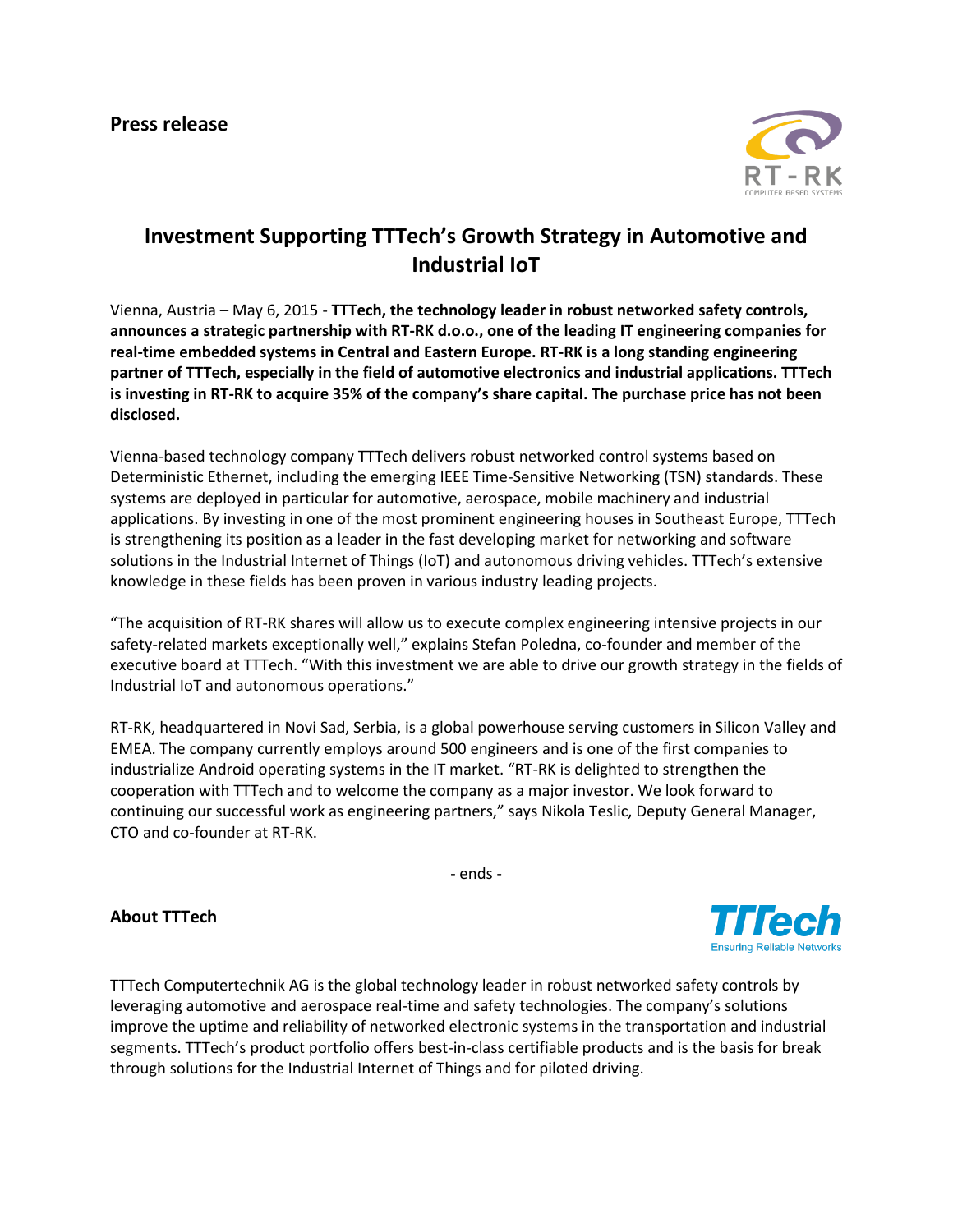**Press release**

# Investment Supporting TTTech's Growth Strategy in Automotive and Industrial IoT

Vienna, Austria – May 6, 2015 - **TTTech, the technology leader in robust networked safety controls, announces a strategic partnership with RT-RK d.o.o., one of the leading IT engineering companies for real-time embedded systems in Central and Eastern Europe. RT-RK is a long standing engineering partner of TTTech, especially in the field of automotive electronics and industrial applications. TTTech is investing in RT-RK to acquire 35% of the company's share capital. The purchase price has not been disclosed.**

Vienna-based technology company TTTech delivers robust networked control systems based on Deterministic Ethernet, including the emerging IEEE Time-Sensitive Networking (TSN) standards. These systems are deployed in particular for automotive, aerospace, mobile machinery and industrial applications. By investing in one of the most prominent engineering houses in Southeast Europe, TTTech is strengthening its position as a leader in the fast developing market for networking and software solutions in the Industrial Internet of Things (IoT) and autonomous driving vehicles. TTTech's extensive knowledge in these fields has been proven in various industry leading projects.

"The acquisition of RT-RK shares will allow us to execute complex engineering intensive projects in our safety-related markets exceptionally well," explains Stefan Poledna, co-founder and member of the executive board at TTTech. "With this investment we are able to drive our growth strategy in the fields of Industrial IoT and autonomous operations."

RT-RK, headquartered in Novi Sad, Serbia, is a global powerhouse serving customers in Silicon Valley and EMEA. The company currently employs around 500 engineers and is one of the first companies to industrialize Android operating systems in the IT market. "RT-RK is delighted to strengthen the cooperation with TTTech and to welcome the company as a major investor. We look forward to continuing our successful work as engineering partners," says Nikola Teslic, Deputy General Manager, CTO and co-founder at RT-RK.

- ends -

## About TTTech

TTTech Computertechnik AG is the global technology leader in robust networked safety controls by leveraging automotive and aerospace real-time and safety technologies. The company's solutions improve the uptime and reliability of networked electronic systems in the transportation and industrial segments. TTTech's product portfolio offers best-in-class certifiable products and is the basis for break through solutions for the Industrial Internet of Things and for piloted driving.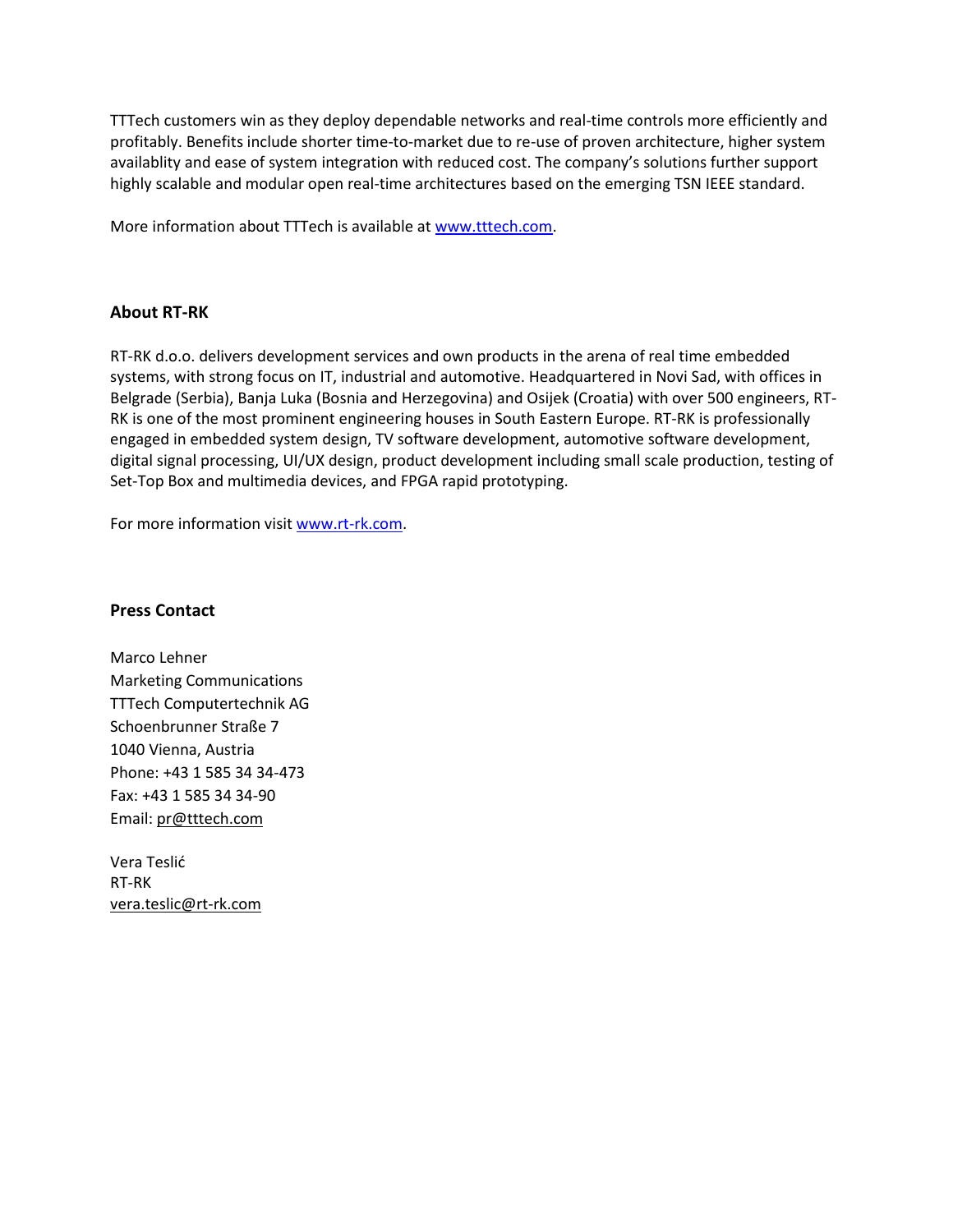TTTech customers win as they deploy dependable networks and real-time controls more efficiently and profitably. Benefits include shorter time-to-market due to re-use of proven architecture, higher system availablity and ease of system integration with reduced cost. The company's solutions further support highly scalable and modular open real-time architectures based on the emerging TSN IEEE standard.

More information about TTTech is available at [www.tttech.com](http://www.tttech.com).

## About RT-RK

RT-RK d.o.o. delivers development services and own products in the arena of real time embedded systems, with strong focus on IT, industrial and automotive. Headquartered in Novi Sad, with offices in Belgrade (Serbia), Banja Luka (Bosnia and Herzegovina) and Osijek (Croatia) with over 500 engineers, RT-RK is one of the most prominent engineering houses in South Eastern Europe. RT-RK is professionally engaged in embedded system design, TV software development, automotive software development, digital signal processing, UI/UX design, product development including small scale production, testing of Set-Top Box and multimedia devices, and FPGA rapid prototyping.

For more information visit [www.rt-rk.com](http://www.rt-rk.com).

## Press Contact

Marco Lehner
Marketing Communications
TTTech Computertechnik AG
Schoenbrunner Straße 7
1040 Vienna, Austria
Phone: +43 1 585 34 34-473
Fax: +43 1 585 34 34-90
Email: pr@tttech.com

Vera Teslić
RT-RK
vera.teslic@rt-rk.com